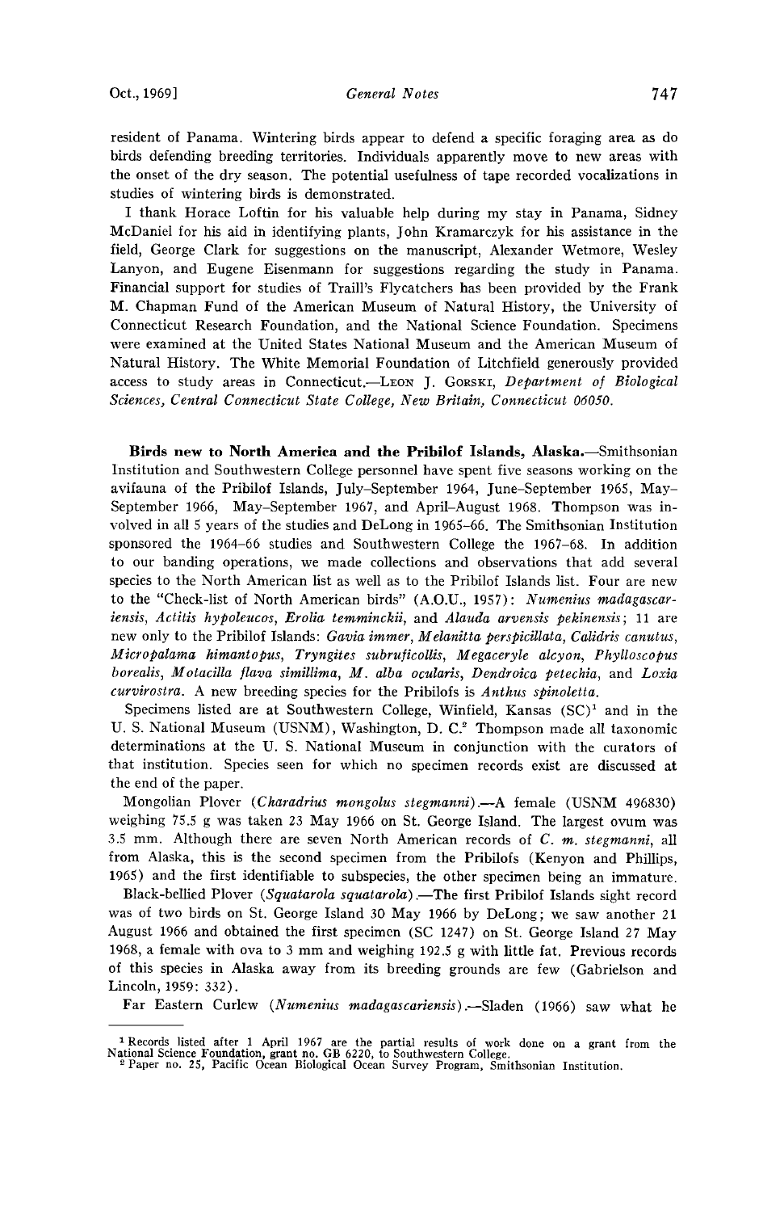resident of Panama. Wintering birds appear to defend a specific foraging area as do birds defending breeding territories. Individuals apparently move to new areas with the onset of the dry season. The potential usefulness of tape recorded vocalizations in studies of wintering birds is demonstrated.

I thank Horace Loftin for his valuable help during my stay in Panama, Sidney McDaniel for his aid in identifying plants, John Kramarczyk for his assistance in the field, George Clark for suggestions on the manuscript, Alexander Wetmore, Wesley Lanyon, and Eugene Eisenmann for suggestions regarding the study in Panama. Financial support for studies of Traill's Flycatchers has been provided by the Frank M. Chapman Fund of the American Museum of Natural History, the University of Connecticut Research Foundation, and the National Science Foundation. Specimens were examined at the United States National Museum and the American Museum of Natural History. The White Memorial Foundation of Litchfield generously provided access to study areas in Connecticut.—Leon J. Gorski, *Department of Biological Sciences, Central Connecticut State College, New Britain, Connecticut 06050.*

**Birds new to North America and the Pribilof Islands, Alaska.**—Smithsonian Institution and Southwestern College personnel have spent five seasons working on the avifauna of the Pribilof Islands, July–September 1964, June–September 1965, May–September 1966, May–September 1967, and April–August 1968. Thompson was involved in all 5 years of the studies and DeLong in 1965–66. The Smithsonian Institution sponsored the 1964–66 studies and Southwestern College the 1967–68. In addition to our banding operations, we made collections and observations that add several species to the North American list as well as to the Pribilof Islands list. Four are new to the "Check-list of North American birds" (A.O.U., 1957): *Numenius madagascariensis*, *Actitis hypoleucos*, *Erolia temminckii*, and *Alauda arvensis pekinensis*; 11 are new only to the Pribilof Islands: *Gavia immer*, *Melanitta perspicillata*, *Calidris canutus*, *Micropalama himantopus*, *Tryngites subruficollis*, *Megaceryle alcyon*, *Phylloscopus borealis*, *Motacilla flava simillima*, *M. alba ocularis*, *Dendroica petechia*, and *Loxia curvirostra*. A new breeding species for the Pribilofs is *Anthus spinoletta*.

Specimens listed are at Southwestern College, Winfield, Kansas (SC)[1] and in the U. S. National Museum (USNM), Washington, D. C.[2] Thompson made all taxonomic determinations at the U. S. National Museum in conjunction with the curators of that institution. Species seen for which no specimen records exist are discussed at the end of the paper.

Mongolian Plover (*Charadrius mongolus stegmanni*).—A female (USNM 496830) weighing 75.5 g was taken 23 May 1966 on St. George Island. The largest ovum was 3.5 mm. Although there are seven North American records of *C. m. stegmanni*, all from Alaska, this is the second specimen from the Pribilofs (Kenyon and Phillips, 1965) and the first identifiable to subspecies, the other specimen being an immature.

Black-bellied Plover (*Squatarola squatarola*).—The first Pribilof Islands sight record was of two birds on St. George Island 30 May 1966 by DeLong; we saw another 21 August 1966 and obtained the first specimen (SC 1247) on St. George Island 27 May 1968, a female with ova to 3 mm and weighing 192.5 g with little fat. Previous records of this species in Alaska away from its breeding grounds are few (Gabrielson and Lincoln, 1959: 332).

Far Eastern Curlew (*Numenius madagascariensis*).—Sladen (1966) saw what he

[1] Records listed after 1 April 1967 are the partial results of work done on a grant from the National Science Foundation, grant no. GB 6220, to Southwestern College.

[2] Paper no. 25, Pacific Ocean Biological Ocean Survey Program, Smithsonian Institution.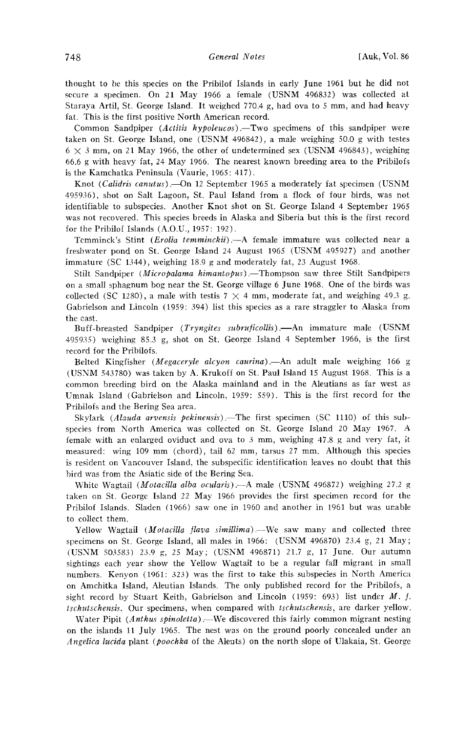thought to be this species on the Pribilof Islands in early June 1961 but he did not secure a specimen. On 21 May 1966 a female (USNM 496832) was collected at Staraya Artil, St. George Island. It weighed 770.4 g, had ova to 5 mm, and had heavy fat. This is the first positive North American record.

Common Sandpiper (*Actitis hypoleucos*).—Two specimens of this sandpiper were taken on St. George Island, one (USNM 496842), a male weighing 50.0 g with testes 6 × 3 mm, on 21 May 1966, the other of undetermined sex (USNM 496843), weighing 66.6 g with heavy fat, 24 May 1966. The nearest known breeding area to the Pribilofs is the Kamchatka Peninsula (Vaurie, 1965: 417).

Knot (*Calidris canutus*).—On 12 September 1965 a moderately fat specimen (USNM 495936), shot on Salt Lagoon, St. Paul Island from a flock of four birds, was not identifiable to subspecies. Another Knot shot on St. George Island 4 September 1965 was not recovered. This species breeds in Alaska and Siberia but this is the first record for the Pribilof Islands (A.O.U., 1957: 192).

Temminck's Stint (*Erolia temminckii*).—A female immature was collected near a freshwater pond on St. George Island 24 August 1965 (USNM 495927) and another immature (SC 1344), weighing 18.9 g and moderately fat, 23 August 1968.

Stilt Sandpiper (*Micropalama himantopus*).—Thompson saw three Stilt Sandpipers on a small sphagnum bog near the St. George village 6 June 1968. One of the birds was collected (SC 1280), a male with testis 7 × 4 mm, moderate fat, and weighing 49.3 g. Gabrielson and Lincoln (1959: 394) list this species as a rare straggler to Alaska from the east.

Buff-breasted Sandpiper (*Tryngites subruficollis*).—An immature male (USNM 495935) weighing 85.3 g, shot on St. George Island 4 September 1966, is the first record for the Pribilofs.

Belted Kingfisher (*Megaceryle alcyon caurina*).—An adult male weighing 166 g (USNM 543780) was taken by A. Krukoff on St. Paul Island 15 August 1968. This is a common breeding bird on the Alaska mainland and in the Aleutians as far west as Umnak Island (Gabrielson and Lincoln, 1959: 559). This is the first record for the Pribilofs and the Bering Sea area.

Skylark (*Alauda arvensis pekinensis*).—The first specimen (SC 1110) of this subspecies from North America was collected on St. George Island 20 May 1967. A female with an enlarged oviduct and ova to 3 mm, weighing 47.8 g and very fat, it measured: wing 109 mm (chord), tail 62 mm, tarsus 27 mm. Although this species is resident on Vancouver Island, the subspecific identification leaves no doubt that this bird was from the Asiatic side of the Bering Sea.

White Wagtail (*Motacilla alba ocularis*).—A male (USNM 496872) weighing 27.2 g taken on St. George Island 22 May 1966 provides the first specimen record for the Pribilof Islands. Sladen (1966) saw one in 1960 and another in 1961 but was unable to collect them.

Yellow Wagtail (*Motacilla flava simillima*).—We saw many and collected three specimens on St. George Island, all males in 1966: (USNM 496870) 23.4 g, 21 May; (USNM 503583) 23.9 g, 25 May; (USNM 496871) 21.7 g, 17 June. Our autumn sightings each year show the Yellow Wagtail to be a regular fall migrant in small numbers. Kenyon (1961: 323) was the first to take this subspecies in North America on Amchitka Island, Aleutian Islands. The only published record for the Pribilofs, a sight record by Stuart Keith, Gabrielson and Lincoln (1959: 693) list under *M. f. tschutschensis*. Our specimens, when compared with *tschutschensis*, are darker yellow.

Water Pipit (*Anthus spinoletta*).—We discovered this fairly common migrant nesting on the islands 11 July 1965. The nest was on the ground poorly concealed under an *Angelica lucida* plant (*poochka* of the Aleuts) on the north slope of Ulakaia, St. George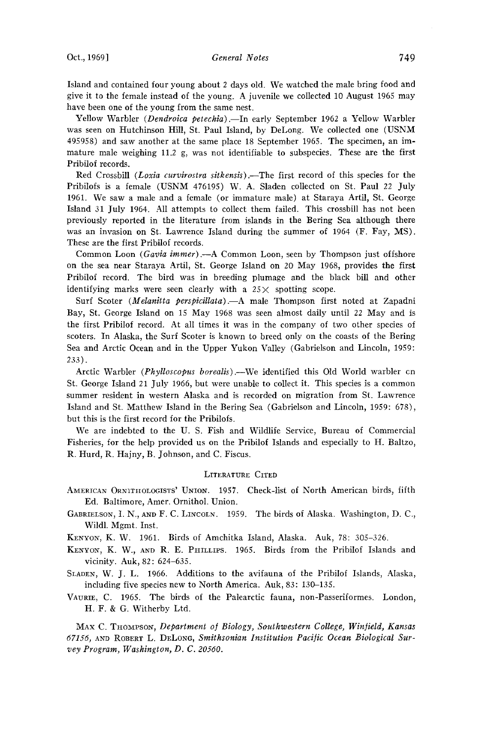Island and contained four young about 2 days old. We watched the male bring food and give it to the female instead of the young. A juvenile we collected 10 August 1965 may have been one of the young from the same nest.

Yellow Warbler (*Dendroica petechia*).—In early September 1962 a Yellow Warbler was seen on Hutchinson Hill, St. Paul Island, by DeLong. We collected one (USNM 495958) and saw another at the same place 18 September 1965. The specimen, an immature male weighing 11.2 g, was not identifiable to subspecies. These are the first Pribilof records.

Red Crossbill (*Loxia curvirostra sitkensis*).—The first record of this species for the Pribilofs is a female (USNM 476195) W. A. Sladen collected on St. Paul 22 July 1961. We saw a male and a female (or immature male) at Staraya Artil, St. George Island 31 July 1964. All attempts to collect them failed. This crossbill has not been previously reported in the literature from islands in the Bering Sea although there was an invasion on St. Lawrence Island during the summer of 1964 (F. Fay, MS). These are the first Pribilof records.

Common Loon (*Gavia immer*).—A Common Loon, seen by Thompson just offshore on the sea near Staraya Artil, St. George Island on 20 May 1968, provides the first Pribilof record. The bird was in breeding plumage and the black bill and other identifying marks were seen clearly with a 25× spotting scope.

Surf Scoter (*Melanitta perspicillata*).—A male Thompson first noted at Zapadni Bay, St. George Island on 15 May 1968 was seen almost daily until 22 May and is the first Pribilof record. At all times it was in the company of two other species of scoters. In Alaska, the Surf Scoter is known to breed only on the coasts of the Bering Sea and Arctic Ocean and in the Upper Yukon Valley (Gabrielson and Lincoln, 1959: 233).

Arctic Warbler (*Phylloscopus borealis*).—We identified this Old World warbler on St. George Island 21 July 1966, but were unable to collect it. This species is a common summer resident in western Alaska and is recorded on migration from St. Lawrence Island and St. Matthew Island in the Bering Sea (Gabrielson and Lincoln, 1959: 678), but this is the first record for the Pribilofs.

We are indebted to the U. S. Fish and Wildlife Service, Bureau of Commercial Fisheries, for the help provided us on the Pribilof Islands and especially to H. Baltzo, R. Hurd, R. Hajny, B. Johnson, and C. Fiscus.

## Literature Cited

American Ornithologists' Union. 1957. Check-list of North American birds, fifth Ed. Baltimore, Amer. Ornithol. Union.

Gabrielson, I. N., and F. C. Lincoln. 1959. The birds of Alaska. Washington, D. C., Wildl. Mgmt. Inst.

Kenyon, K. W. 1961. Birds of Amchitka Island, Alaska. Auk, 78: 305–326.

Kenyon, K. W., and R. E. Phillips. 1965. Birds from the Pribilof Islands and vicinity. Auk, 82: 624–635.

Sladen, W. J. L. 1966. Additions to the avifauna of the Pribilof Islands, Alaska, including five species new to North America. Auk, 83: 130–135.

Vaurie, C. 1965. The birds of the Palearctic fauna, non-Passeriformes. London, H. F. & G. Witherby Ltd.

Max C. Thompson, *Department of Biology, Southwestern College, Winfield, Kansas 67156,* and Robert L. DeLong, *Smithsonian Institution Pacific Ocean Biological Survey Program, Washington, D. C. 20560.*